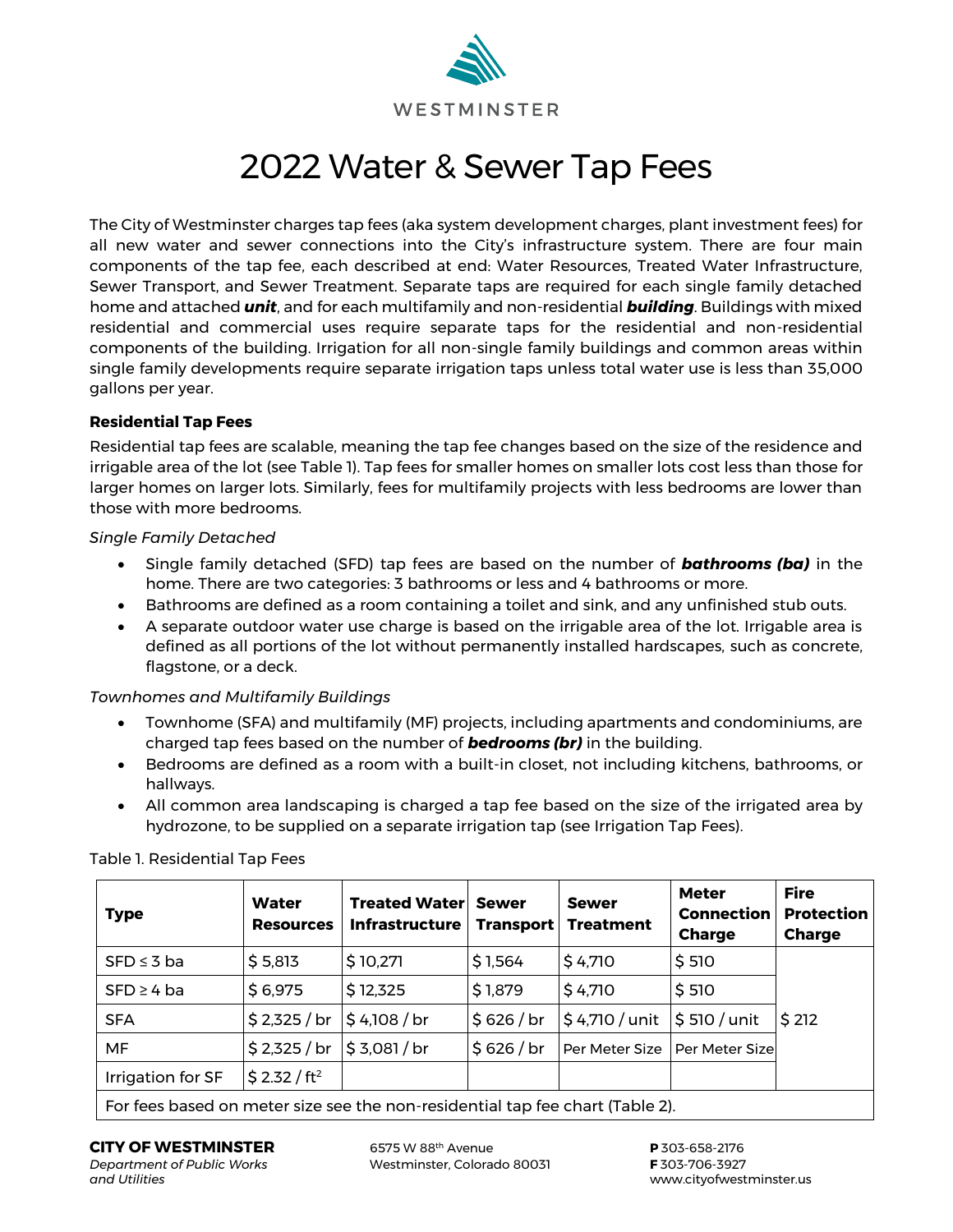WESTMINSTER

# 2022 Water & Sewer Tap Fees

The City of Westminster charges tap fees (aka system development charges, plant investment fees) for all new water and sewer connections into the City's infrastructure system. There are four main components of the tap fee, each described at end: Water Resources, Treated Water Infrastructure, Sewer Transport, and Sewer Treatment. Separate taps are required for each single family detached home and attached ***unit***, and for each multifamily and non-residential ***building***. Buildings with mixed residential and commercial uses require separate taps for the residential and non-residential components of the building. Irrigation for all non-single family buildings and common areas within single family developments require separate irrigation taps unless total water use is less than 35,000 gallons per year.

**Residential Tap Fees**

Residential tap fees are scalable, meaning the tap fee changes based on the size of the residence and irrigable area of the lot (see Table 1). Tap fees for smaller homes on smaller lots cost less than those for larger homes on larger lots. Similarly, fees for multifamily projects with less bedrooms are lower than those with more bedrooms.

*Single Family Detached*

- Single family detached (SFD) tap fees are based on the number of ***bathrooms (ba)*** in the home. There are two categories: 3 bathrooms or less and 4 bathrooms or more.
- Bathrooms are defined as a room containing a toilet and sink, and any unfinished stub outs.
- A separate outdoor water use charge is based on the irrigable area of the lot. Irrigable area is defined as all portions of the lot without permanently installed hardscapes, such as concrete, flagstone, or a deck.

*Townhomes and Multifamily Buildings*

- Townhome (SFA) and multifamily (MF) projects, including apartments and condominiums, are charged tap fees based on the number of ***bedrooms (br)*** in the building.
- Bedrooms are defined as a room with a built-in closet, not including kitchens, bathrooms, or hallways.
- All common area landscaping is charged a tap fee based on the size of the irrigated area by hydrozone, to be supplied on a separate irrigation tap (see Irrigation Tap Fees).

Table 1. Residential Tap Fees

| Type | Water Resources | Treated Water Infrastructure | Sewer Transport | Sewer Treatment | Meter Connection Charge | Fire Protection Charge |
|---|---|---|---|---|---|---|
| SFD ≤ 3 ba | \$ 5,813 | \$ 10,271 | \$ 1,564 | \$ 4,710 | \$ 510 | \$ 212 |
| SFD ≥ 4 ba | \$ 6,975 | \$ 12,325 | \$ 1,879 | \$ 4,710 | \$ 510 | |
| SFA | \$ 2,325 / br | \$ 4,108 / br | \$ 626 / br | \$ 4,710 / unit | \$ 510 / unit | |
| MF | \$ 2,325 / br | \$ 3,081 / br | \$ 626 / br | Per Meter Size | Per Meter Size | |
| Irrigation for SF | \$ 2.32 / ft² | | | | | |
| For fees based on meter size see the non-residential tap fee chart (Table 2). | | | | | | |

**CITY OF WESTMINSTER**
*Department of Public Works and Utilities*

6575 W 88th Avenue
Westminster, Colorado 80031

**P** 303-658-2176
**F** 303-706-3927
www.cityofwestminster.us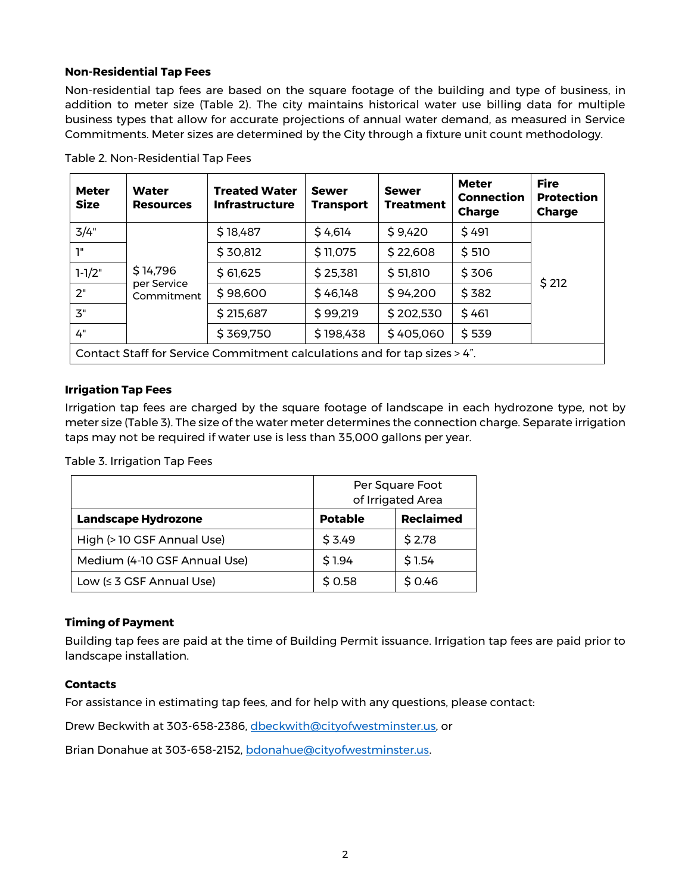**Non-Residential Tap Fees**

Non-residential tap fees are based on the square footage of the building and type of business, in addition to meter size (Table 2). The city maintains historical water use billing data for multiple business types that allow for accurate projections of annual water demand, as measured in Service Commitments. Meter sizes are determined by the City through a fixture unit count methodology.

Table 2. Non-Residential Tap Fees

| Meter Size | Water Resources | Treated Water Infrastructure | Sewer Transport | Sewer Treatment | Meter Connection Charge | Fire Protection Charge |
|---|---|---|---|---|---|---|
| 3/4" | $ 14,796 per Service Commitment | $ 18,487 | $ 4,614 | $ 9,420 | $ 491 | $ 212 |
| 1" | | $ 30,812 | $ 11,075 | $ 22,608 | $ 510 | |
| 1-1/2" | | $ 61,625 | $ 25,381 | $ 51,810 | $ 306 | |
| 2" | | $ 98,600 | $ 46,148 | $ 94,200 | $ 382 | |
| 3" | | $ 215,687 | $ 99,219 | $ 202,530 | $ 461 | |
| 4" | | $ 369,750 | $ 198,438 | $ 405,060 | $ 539 | |
| Contact Staff for Service Commitment calculations and for tap sizes > 4". | | | | | | |

**Irrigation Tap Fees**

Irrigation tap fees are charged by the square footage of landscape in each hydrozone type, not by meter size (Table 3). The size of the water meter determines the connection charge. Separate irrigation taps may not be required if water use is less than 35,000 gallons per year.

Table 3. Irrigation Tap Fees

| | Per Square Foot of Irrigated Area | |
|---|---|---|
| **Landscape Hydrozone** | **Potable** | **Reclaimed** |
| High (> 10 GSF Annual Use) | $ 3.49 | $ 2.78 |
| Medium (4-10 GSF Annual Use) | $ 1.94 | $ 1.54 |
| Low (≤ 3 GSF Annual Use) | $ 0.58 | $ 0.46 |

**Timing of Payment**

Building tap fees are paid at the time of Building Permit issuance. Irrigation tap fees are paid prior to landscape installation.

**Contacts**

For assistance in estimating tap fees, and for help with any questions, please contact:

Drew Beckwith at 303-658-2386, dbeckwith@cityofwestminster.us, or

Brian Donahue at 303-658-2152, bdonahue@cityofwestminster.us.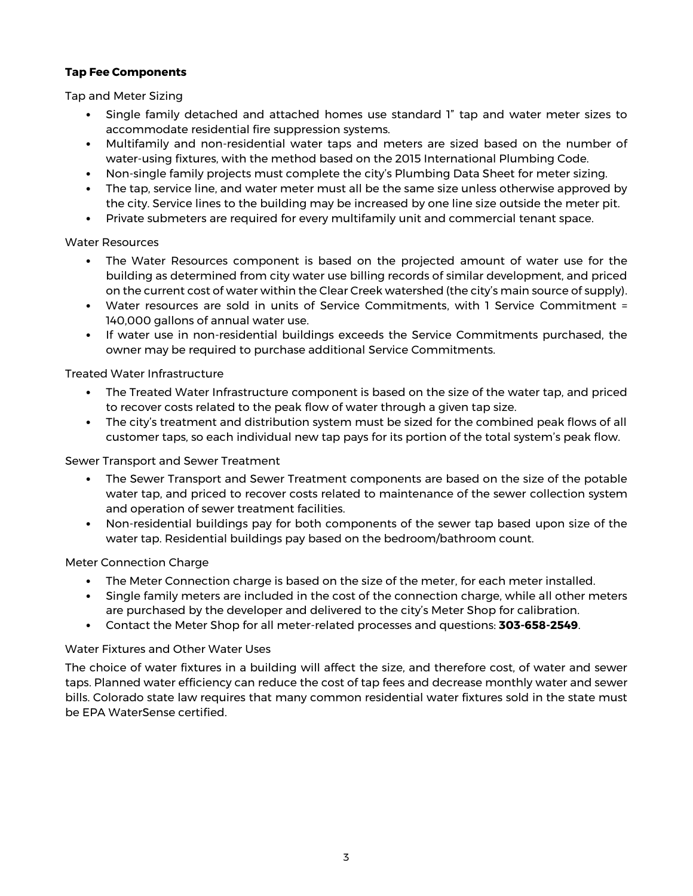**Tap Fee Components**

Tap and Meter Sizing

- Single family detached and attached homes use standard 1" tap and water meter sizes to accommodate residential fire suppression systems.
- Multifamily and non-residential water taps and meters are sized based on the number of water-using fixtures, with the method based on the 2015 International Plumbing Code.
- Non-single family projects must complete the city's Plumbing Data Sheet for meter sizing.
- The tap, service line, and water meter must all be the same size unless otherwise approved by the city. Service lines to the building may be increased by one line size outside the meter pit.
- Private submeters are required for every multifamily unit and commercial tenant space.

Water Resources

- The Water Resources component is based on the projected amount of water use for the building as determined from city water use billing records of similar development, and priced on the current cost of water within the Clear Creek watershed (the city's main source of supply).
- Water resources are sold in units of Service Commitments, with 1 Service Commitment = 140,000 gallons of annual water use.
- If water use in non-residential buildings exceeds the Service Commitments purchased, the owner may be required to purchase additional Service Commitments.

Treated Water Infrastructure

- The Treated Water Infrastructure component is based on the size of the water tap, and priced to recover costs related to the peak flow of water through a given tap size.
- The city's treatment and distribution system must be sized for the combined peak flows of all customer taps, so each individual new tap pays for its portion of the total system's peak flow.

Sewer Transport and Sewer Treatment

- The Sewer Transport and Sewer Treatment components are based on the size of the potable water tap, and priced to recover costs related to maintenance of the sewer collection system and operation of sewer treatment facilities.
- Non-residential buildings pay for both components of the sewer tap based upon size of the water tap. Residential buildings pay based on the bedroom/bathroom count.

Meter Connection Charge

- The Meter Connection charge is based on the size of the meter, for each meter installed.
- Single family meters are included in the cost of the connection charge, while all other meters are purchased by the developer and delivered to the city's Meter Shop for calibration.
- Contact the Meter Shop for all meter-related processes and questions: **303-658-2549**.

Water Fixtures and Other Water Uses

The choice of water fixtures in a building will affect the size, and therefore cost, of water and sewer taps. Planned water efficiency can reduce the cost of tap fees and decrease monthly water and sewer bills. Colorado state law requires that many common residential water fixtures sold in the state must be EPA WaterSense certified.